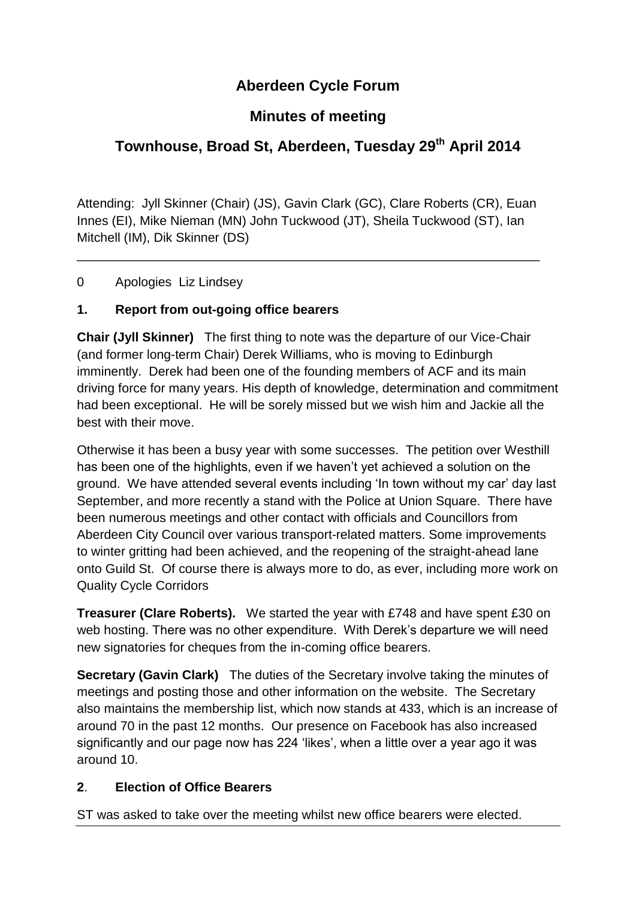# Aberdeen Cycle Forum

## Minutes of meeting

## Townhouse, Broad St, Aberdeen, Tuesday 29th April 2014

Attending: Jyll Skinner (Chair) (JS), Gavin Clark (GC), Clare Roberts (CR), Euan Innes (EI), Mike Nieman (MN) John Tuckwood (JT), Sheila Tuckwood (ST), Ian Mitchell (IM), Dik Skinner (DS)

---

0 Apologies Liz Lindsey

### 1. Report from out-going office bearers

**Chair (Jyll Skinner)** The first thing to note was the departure of our Vice-Chair (and former long-term Chair) Derek Williams, who is moving to Edinburgh imminently. Derek had been one of the founding members of ACF and its main driving force for many years. His depth of knowledge, determination and commitment had been exceptional. He will be sorely missed but we wish him and Jackie all the best with their move.

Otherwise it has been a busy year with some successes. The petition over Westhill has been one of the highlights, even if we haven't yet achieved a solution on the ground. We have attended several events including 'In town without my car' day last September, and more recently a stand with the Police at Union Square. There have been numerous meetings and other contact with officials and Councillors from Aberdeen City Council over various transport-related matters. Some improvements to winter gritting had been achieved, and the reopening of the straight-ahead lane onto Guild St. Of course there is always more to do, as ever, including more work on Quality Cycle Corridors

**Treasurer (Clare Roberts).** We started the year with £748 and have spent £30 on web hosting. There was no other expenditure. With Derek's departure we will need new signatories for cheques from the in-coming office bearers.

**Secretary (Gavin Clark)** The duties of the Secretary involve taking the minutes of meetings and posting those and other information on the website. The Secretary also maintains the membership list, which now stands at 433, which is an increase of around 70 in the past 12 months. Our presence on Facebook has also increased significantly and our page now has 224 'likes', when a little over a year ago it was around 10.

### 2. Election of Office Bearers

ST was asked to take over the meeting whilst new office bearers were elected.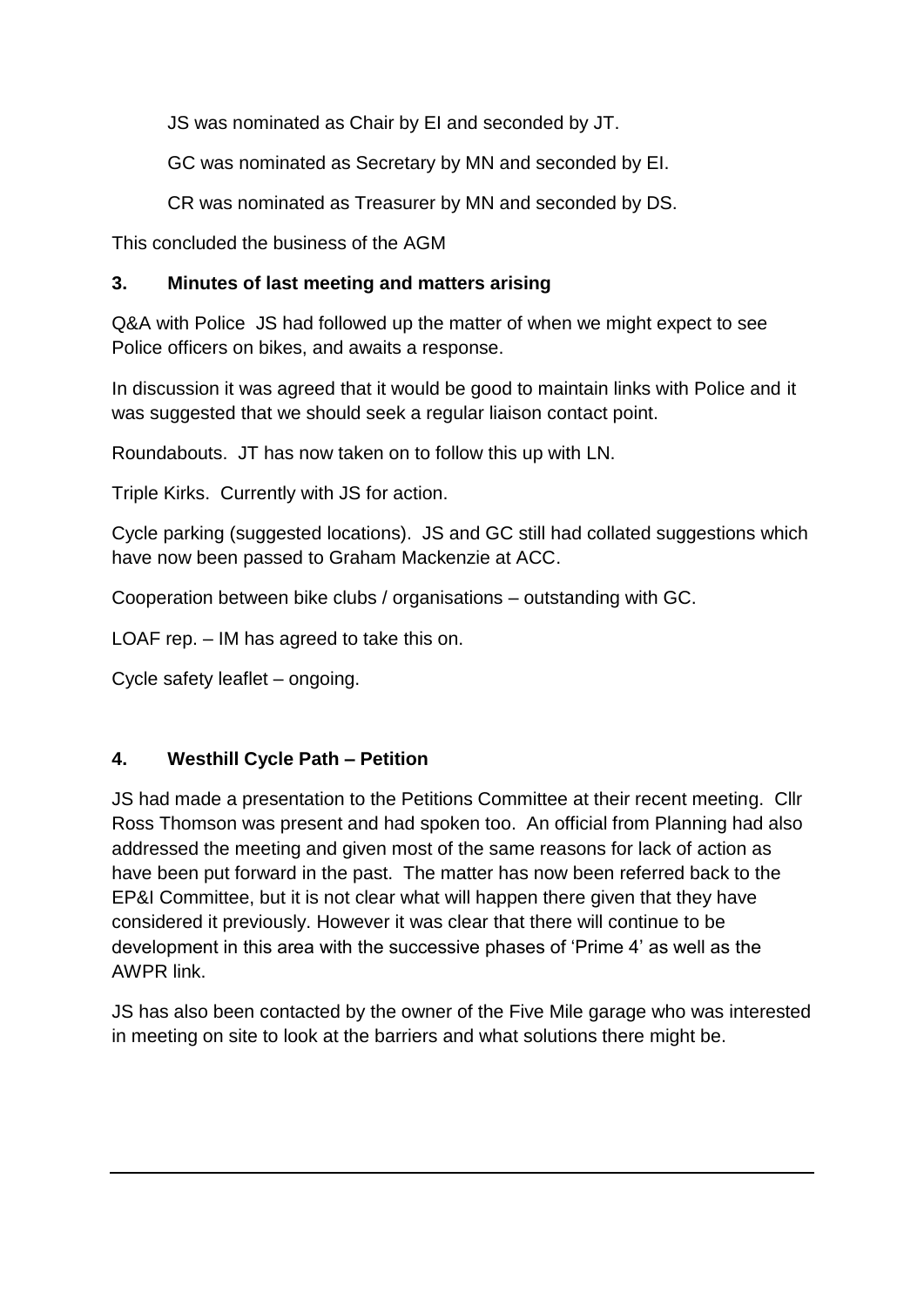JS was nominated as Chair by EI and seconded by JT.

GC was nominated as Secretary by MN and seconded by EI.

CR was nominated as Treasurer by MN and seconded by DS.

This concluded the business of the AGM

### 3. Minutes of last meeting and matters arising

Q&A with Police JS had followed up the matter of when we might expect to see Police officers on bikes, and awaits a response.

In discussion it was agreed that it would be good to maintain links with Police and it was suggested that we should seek a regular liaison contact point.

Roundabouts. JT has now taken on to follow this up with LN.

Triple Kirks. Currently with JS for action.

Cycle parking (suggested locations). JS and GC still had collated suggestions which have now been passed to Graham Mackenzie at ACC.

Cooperation between bike clubs / organisations – outstanding with GC.

LOAF rep. – IM has agreed to take this on.

Cycle safety leaflet – ongoing.

### 4. Westhill Cycle Path – Petition

JS had made a presentation to the Petitions Committee at their recent meeting. Cllr Ross Thomson was present and had spoken too. An official from Planning had also addressed the meeting and given most of the same reasons for lack of action as have been put forward in the past. The matter has now been referred back to the EP&I Committee, but it is not clear what will happen there given that they have considered it previously. However it was clear that there will continue to be development in this area with the successive phases of 'Prime 4' as well as the AWPR link.

JS has also been contacted by the owner of the Five Mile garage who was interested in meeting on site to look at the barriers and what solutions there might be.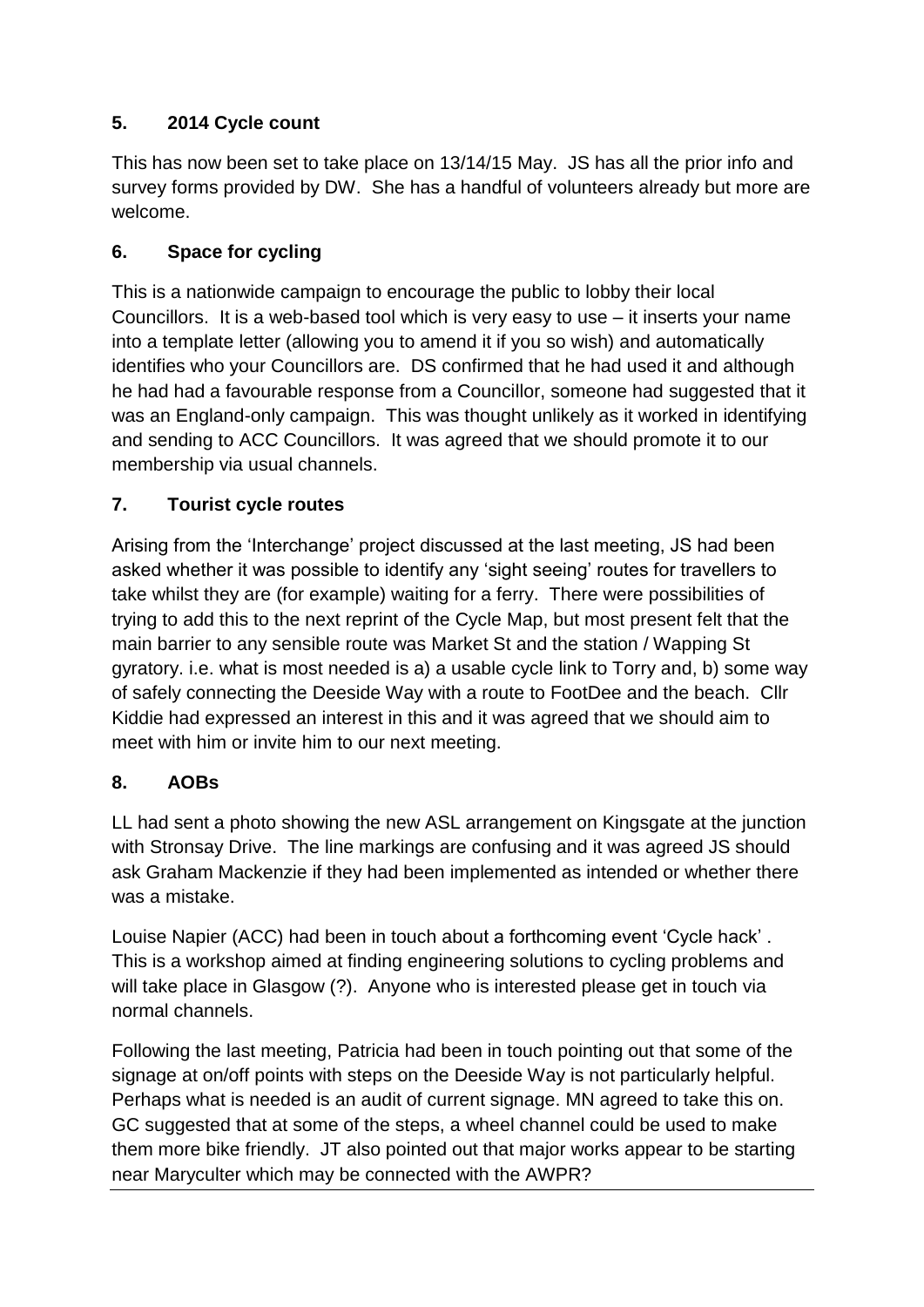## 5. 2014 Cycle count

This has now been set to take place on 13/14/15 May. JS has all the prior info and survey forms provided by DW. She has a handful of volunteers already but more are welcome.

## 6. Space for cycling

This is a nationwide campaign to encourage the public to lobby their local Councillors. It is a web-based tool which is very easy to use – it inserts your name into a template letter (allowing you to amend it if you so wish) and automatically identifies who your Councillors are. DS confirmed that he had used it and although he had had a favourable response from a Councillor, someone had suggested that it was an England-only campaign. This was thought unlikely as it worked in identifying and sending to ACC Councillors. It was agreed that we should promote it to our membership via usual channels.

## 7. Tourist cycle routes

Arising from the 'Interchange' project discussed at the last meeting, JS had been asked whether it was possible to identify any 'sight seeing' routes for travellers to take whilst they are (for example) waiting for a ferry. There were possibilities of trying to add this to the next reprint of the Cycle Map, but most present felt that the main barrier to any sensible route was Market St and the station / Wapping St gyratory. i.e. what is most needed is a) a usable cycle link to Torry and, b) some way of safely connecting the Deeside Way with a route to FootDee and the beach. Cllr Kiddie had expressed an interest in this and it was agreed that we should aim to meet with him or invite him to our next meeting.

## 8. AOBs

LL had sent a photo showing the new ASL arrangement on Kingsgate at the junction with Stronsay Drive. The line markings are confusing and it was agreed JS should ask Graham Mackenzie if they had been implemented as intended or whether there was a mistake.

Louise Napier (ACC) had been in touch about a forthcoming event 'Cycle hack' . This is a workshop aimed at finding engineering solutions to cycling problems and will take place in Glasgow (?). Anyone who is interested please get in touch via normal channels.

Following the last meeting, Patricia had been in touch pointing out that some of the signage at on/off points with steps on the Deeside Way is not particularly helpful. Perhaps what is needed is an audit of current signage. MN agreed to take this on. GC suggested that at some of the steps, a wheel channel could be used to make them more bike friendly. JT also pointed out that major works appear to be starting near Maryculter which may be connected with the AWPR?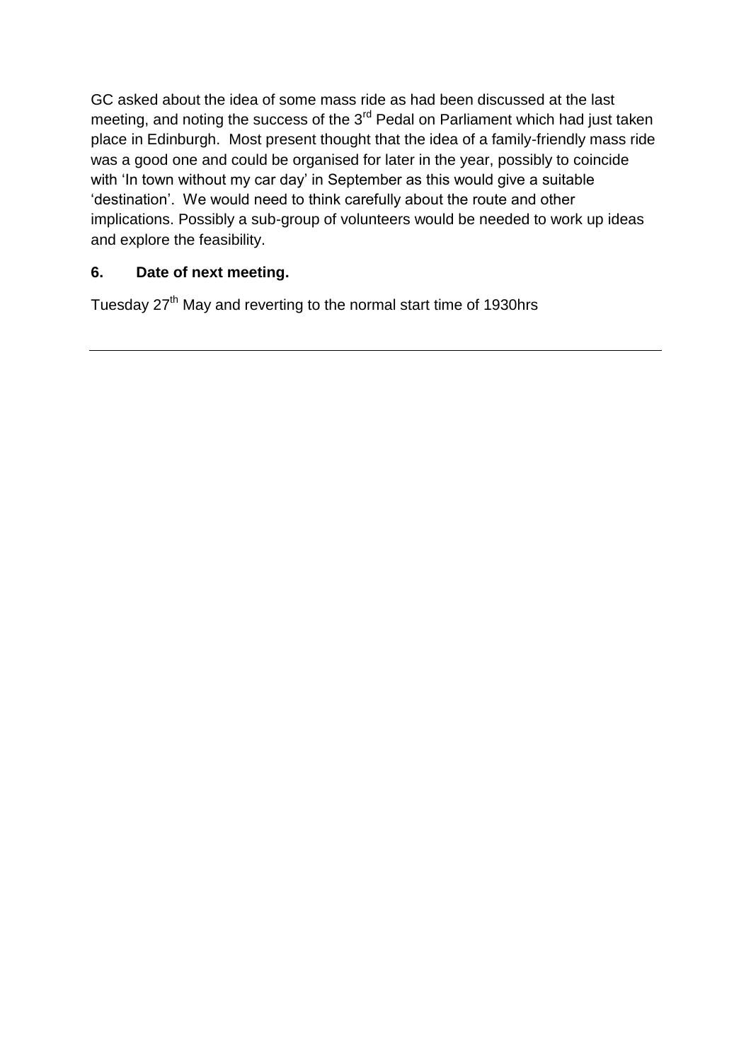GC asked about the idea of some mass ride as had been discussed at the last meeting, and noting the success of the 3rd Pedal on Parliament which had just taken place in Edinburgh. Most present thought that the idea of a family-friendly mass ride was a good one and could be organised for later in the year, possibly to coincide with 'In town without my car day' in September as this would give a suitable 'destination'. We would need to think carefully about the route and other implications. Possibly a sub-group of volunteers would be needed to work up ideas and explore the feasibility.

**6. Date of next meeting.**

Tuesday 27th May and reverting to the normal start time of 1930hrs

---